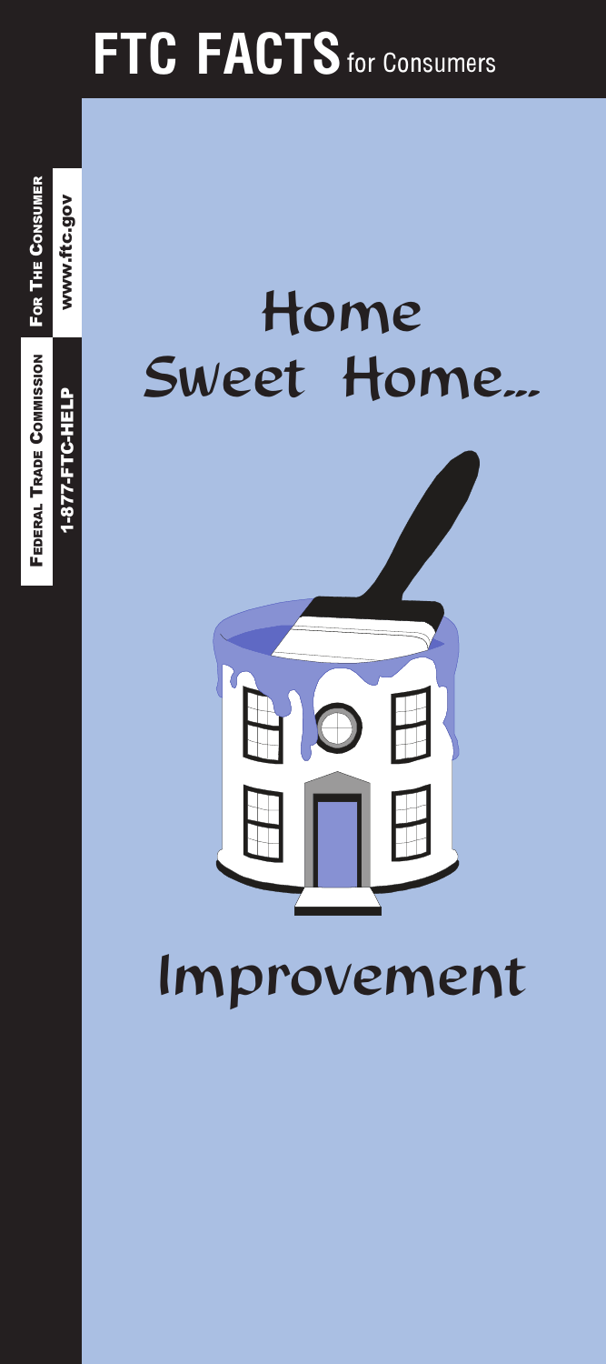# FTC FACTS for Consumers

FEDERAL TRADE COMMISSION | FOR THE CONSUMER

1-877-FTC-HELP | www.ftc.gov

# Home Sweet Home...

# Improvement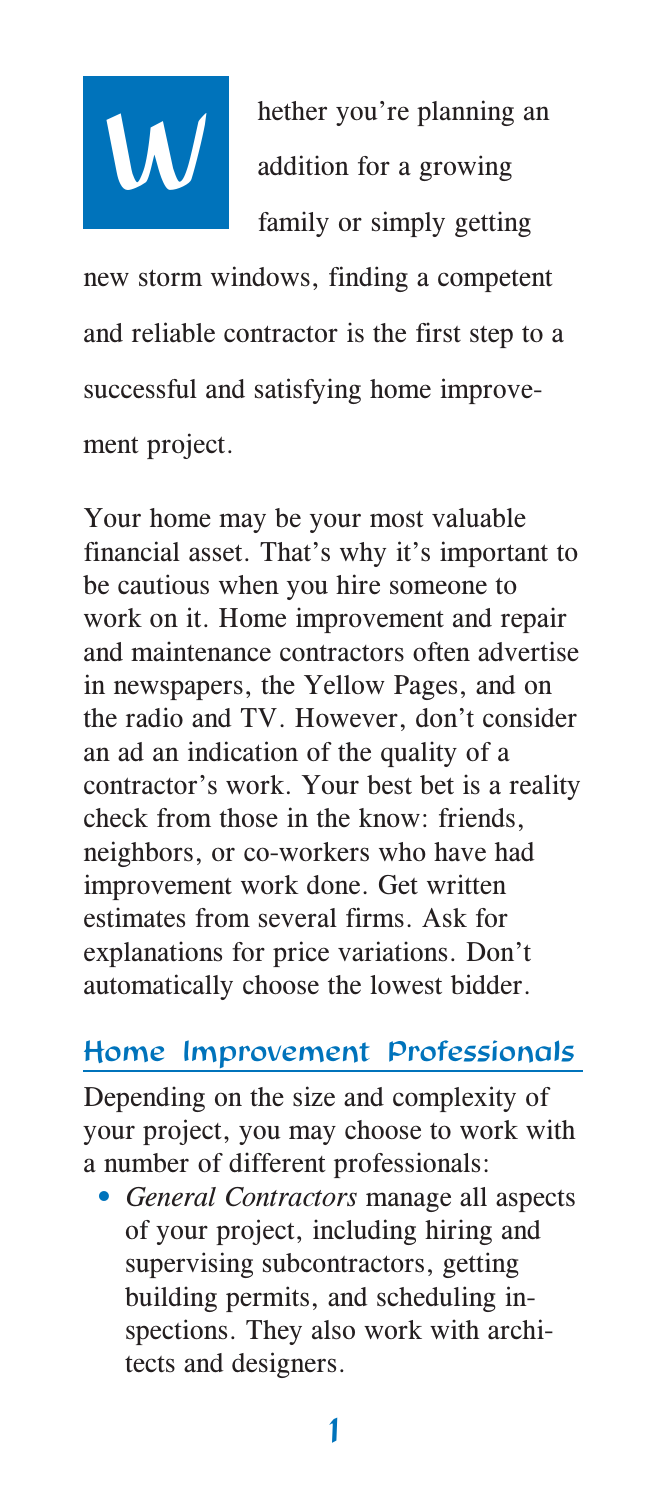Whether you're planning an addition for a growing family or simply getting new storm windows, finding a competent and reliable contractor is the first step to a successful and satisfying home improvement project.

Your home may be your most valuable financial asset. That's why it's important to be cautious when you hire someone to work on it. Home improvement and repair and maintenance contractors often advertise in newspapers, the Yellow Pages, and on the radio and TV. However, don't consider an ad an indication of the quality of a contractor's work. Your best bet is a reality check from those in the know: friends, neighbors, or co-workers who have had improvement work done. Get written estimates from several firms. Ask for explanations for price variations. Don't automatically choose the lowest bidder.

## Home Improvement Professionals

Depending on the size and complexity of your project, you may choose to work with a number of different professionals:

- *General Contractors* manage all aspects of your project, including hiring and supervising subcontractors, getting building permits, and scheduling inspections. They also work with architects and designers.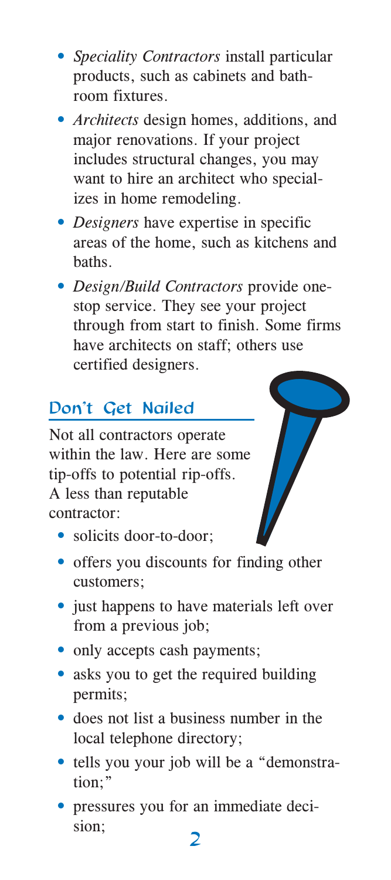- *Speciality Contractors* install particular products, such as cabinets and bathroom fixtures.
- *Architects* design homes, additions, and major renovations. If your project includes structural changes, you may want to hire an architect who specializes in home remodeling.
- *Designers* have expertise in specific areas of the home, such as kitchens and baths.
- *Design/Build Contractors* provide one-stop service. They see your project through from start to finish. Some firms have architects on staff; others use certified designers.

## Don't Get Nailed

Not all contractors operate within the law. Here are some tip-offs to potential rip-offs. A less than reputable contractor:

- solicits door-to-door;
- offers you discounts for finding other customers;
- just happens to have materials left over from a previous job;
- only accepts cash payments;
- asks you to get the required building permits;
- does not list a business number in the local telephone directory;
- tells you your job will be a "demonstration;"
- pressures you for an immediate decision;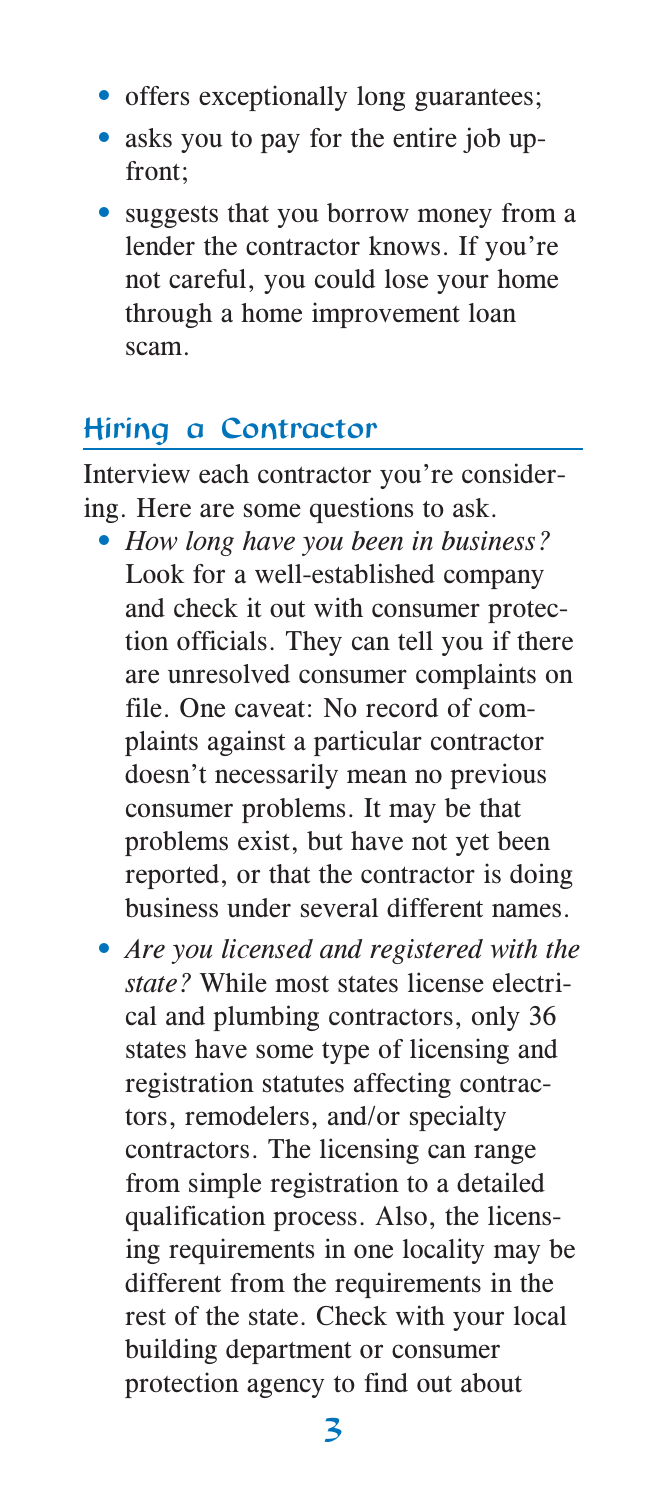- offers exceptionally long guarantees;
- asks you to pay for the entire job up-front;
- suggests that you borrow money from a lender the contractor knows. If you're not careful, you could lose your home through a home improvement loan scam.

## Hiring a Contractor

Interview each contractor you're considering. Here are some questions to ask.

- *How long have you been in business?* Look for a well-established company and check it out with consumer protection officials. They can tell you if there are unresolved consumer complaints on file. One caveat: No record of complaints against a particular contractor doesn't necessarily mean no previous consumer problems. It may be that problems exist, but have not yet been reported, or that the contractor is doing business under several different names.
- *Are you licensed and registered with the state?* While most states license electrical and plumbing contractors, only 36 states have some type of licensing and registration statutes affecting contractors, remodelers, and/or specialty contractors. The licensing can range from simple registration to a detailed qualification process. Also, the licensing requirements in one locality may be different from the requirements in the rest of the state. Check with your local building department or consumer protection agency to find out about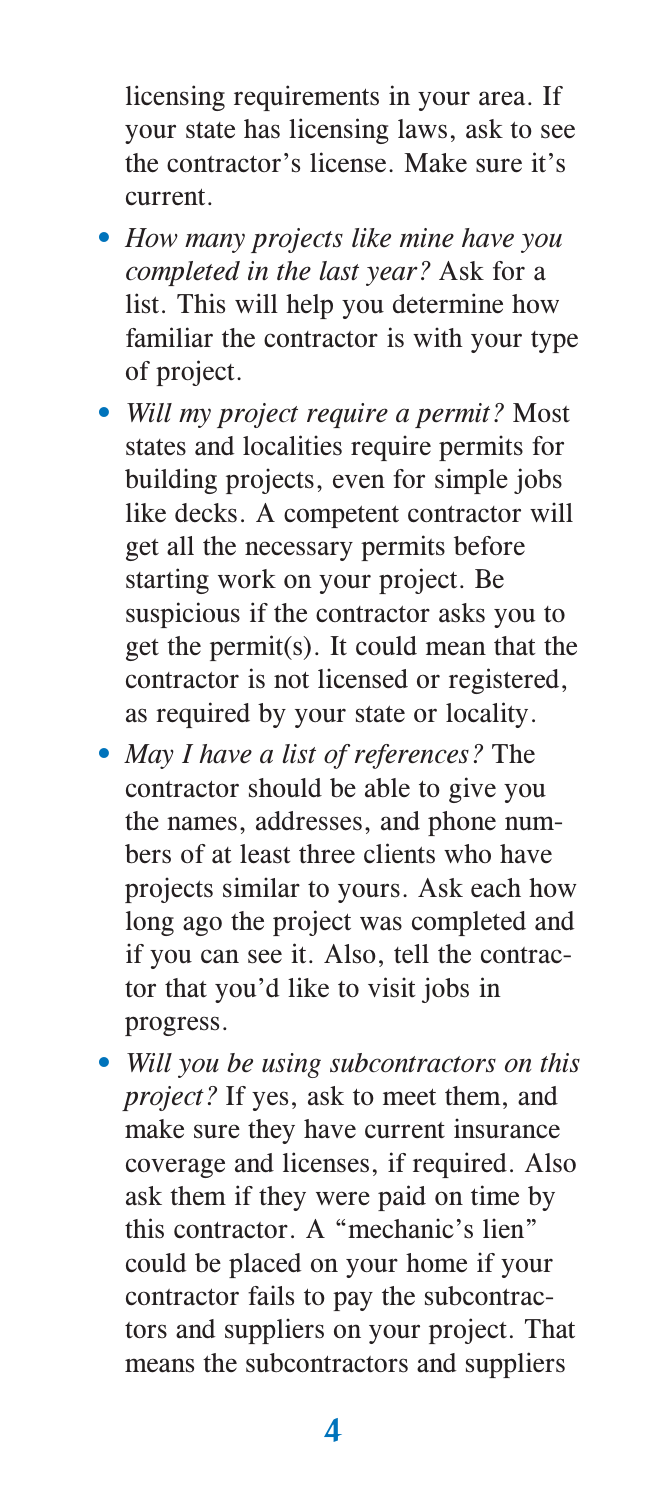licensing requirements in your area. If your state has licensing laws, ask to see the contractor's license. Make sure it's current.

- *How many projects like mine have you completed in the last year?* Ask for a list. This will help you determine how familiar the contractor is with your type of project.
- *Will my project require a permit?* Most states and localities require permits for building projects, even for simple jobs like decks. A competent contractor will get all the necessary permits before starting work on your project. Be suspicious if the contractor asks you to get the permit(s). It could mean that the contractor is not licensed or registered, as required by your state or locality.
- *May I have a list of references?* The contractor should be able to give you the names, addresses, and phone numbers of at least three clients who have projects similar to yours. Ask each how long ago the project was completed and if you can see it. Also, tell the contractor that you'd like to visit jobs in progress.
- *Will you be using subcontractors on this project?* If yes, ask to meet them, and make sure they have current insurance coverage and licenses, if required. Also ask them if they were paid on time by this contractor. A "mechanic's lien" could be placed on your home if your contractor fails to pay the subcontractors and suppliers on your project. That means the subcontractors and suppliers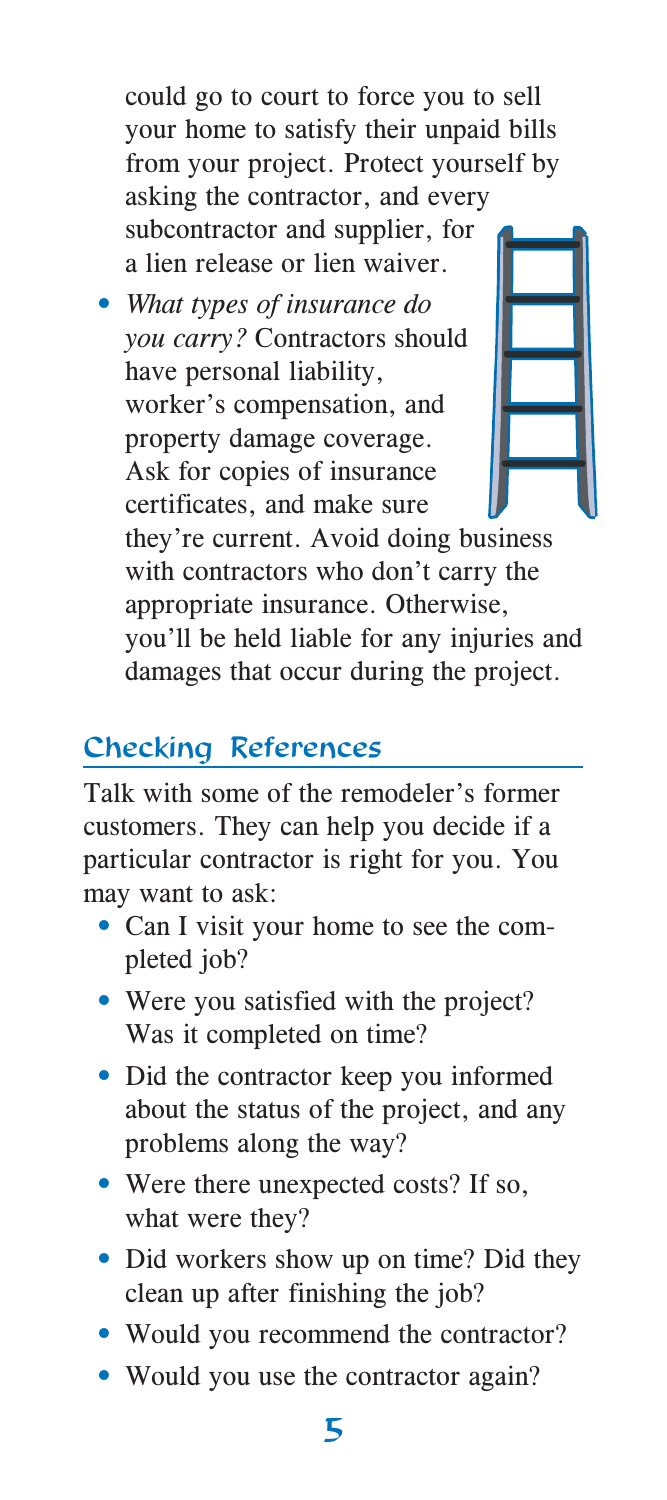could go to court to force you to sell your home to satisfy their unpaid bills from your project. Protect yourself by asking the contractor, and every subcontractor and supplier, for a lien release or lien waiver.

- *What types of insurance do you carry?* Contractors should have personal liability, worker's compensation, and property damage coverage. Ask for copies of insurance certificates, and make sure they're current. Avoid doing business with contractors who don't carry the appropriate insurance. Otherwise, you'll be held liable for any injuries and damages that occur during the project.

## Checking References

Talk with some of the remodeler's former customers. They can help you decide if a particular contractor is right for you. You may want to ask:

- Can I visit your home to see the completed job?
- Were you satisfied with the project? Was it completed on time?
- Did the contractor keep you informed about the status of the project, and any problems along the way?
- Were there unexpected costs? If so, what were they?
- Did workers show up on time? Did they clean up after finishing the job?
- Would you recommend the contractor?
- Would you use the contractor again?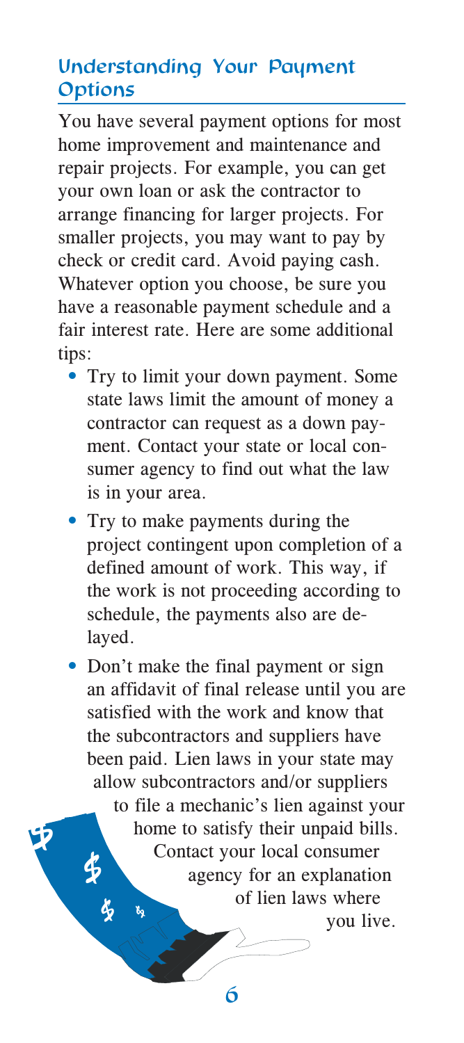## Understanding Your Payment Options

You have several payment options for most home improvement and maintenance and repair projects. For example, you can get your own loan or ask the contractor to arrange financing for larger projects. For smaller projects, you may want to pay by check or credit card. Avoid paying cash. Whatever option you choose, be sure you have a reasonable payment schedule and a fair interest rate. Here are some additional tips:

- Try to limit your down payment. Some state laws limit the amount of money a contractor can request as a down payment. Contact your state or local consumer agency to find out what the law is in your area.
- Try to make payments during the project contingent upon completion of a defined amount of work. This way, if the work is not proceeding according to schedule, the payments also are delayed.
- Don't make the final payment or sign an affidavit of final release until you are satisfied with the work and know that the subcontractors and suppliers have been paid. Lien laws in your state may allow subcontractors and/or suppliers to file a mechanic's lien against your home to satisfy their unpaid bills. Contact your local consumer agency for an explanation of lien laws where you live.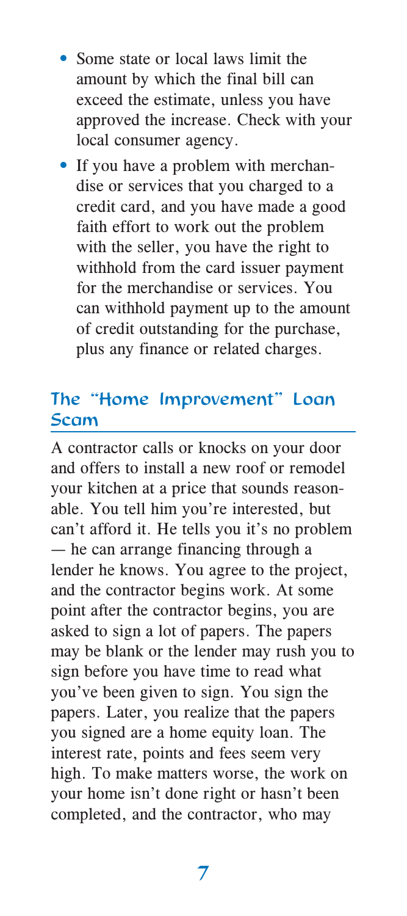- Some state or local laws limit the amount by which the final bill can exceed the estimate, unless you have approved the increase. Check with your local consumer agency.
- If you have a problem with merchandise or services that you charged to a credit card, and you have made a good faith effort to work out the problem with the seller, you have the right to withhold from the card issuer payment for the merchandise or services. You can withhold payment up to the amount of credit outstanding for the purchase, plus any finance or related charges.

## The "Home Improvement" Loan Scam

A contractor calls or knocks on your door and offers to install a new roof or remodel your kitchen at a price that sounds reasonable. You tell him you're interested, but can't afford it. He tells you it's no problem — he can arrange financing through a lender he knows. You agree to the project, and the contractor begins work. At some point after the contractor begins, you are asked to sign a lot of papers. The papers may be blank or the lender may rush you to sign before you have time to read what you've been given to sign. You sign the papers. Later, you realize that the papers you signed are a home equity loan. The interest rate, points and fees seem very high. To make matters worse, the work on your home isn't done right or hasn't been completed, and the contractor, who may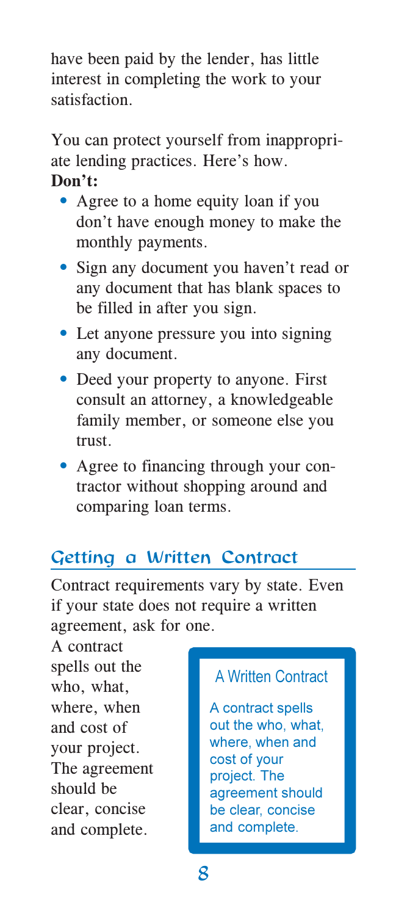have been paid by the lender, has little interest in completing the work to your satisfaction.

You can protect yourself from inappropriate lending practices. Here's how.

**Don't:**

- Agree to a home equity loan if you don't have enough money to make the monthly payments.
- Sign any document you haven't read or any document that has blank spaces to be filled in after you sign.
- Let anyone pressure you into signing any document.
- Deed your property to anyone. First consult an attorney, a knowledgeable family member, or someone else you trust.
- Agree to financing through your contractor without shopping around and comparing loan terms.

## Getting a Written Contract

Contract requirements vary by state. Even if your state does not require a written agreement, ask for one.

A contract spells out the who, what, where, when and cost of your project. The agreement should be clear, concise and complete.

> **A Written Contract**
>
> A contract spells out the who, what, where, when and cost of your project. The agreement should be clear, concise and complete.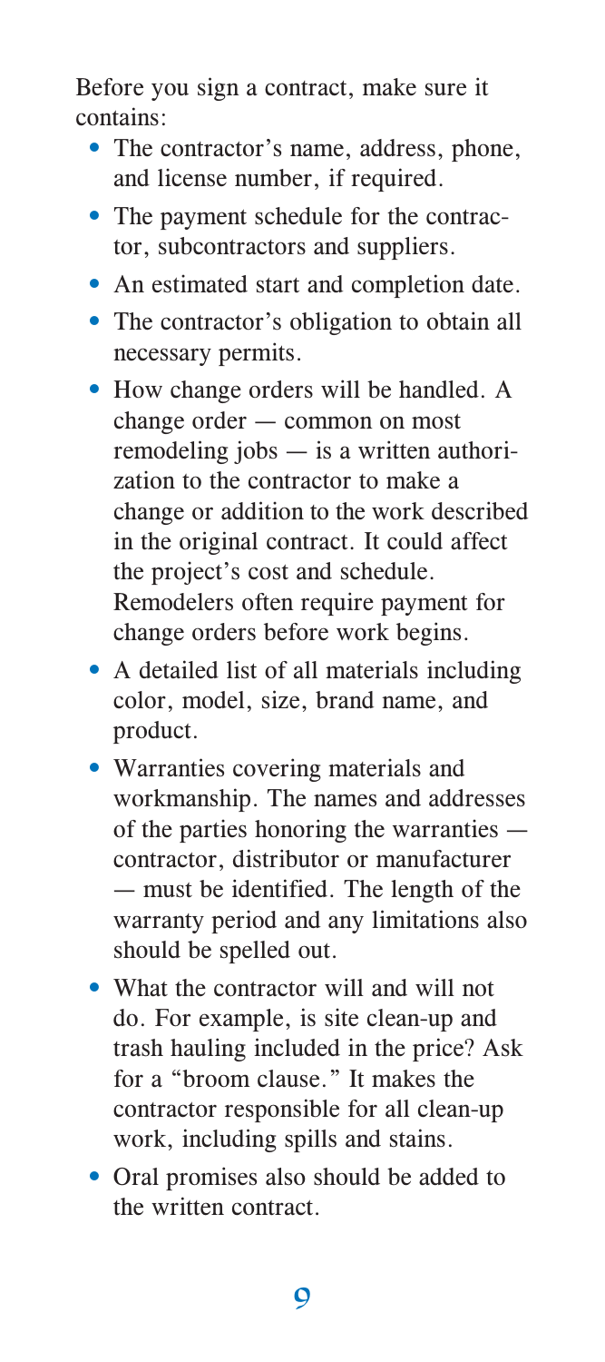Before you sign a contract, make sure it contains:

- The contractor's name, address, phone, and license number, if required.
- The payment schedule for the contractor, subcontractors and suppliers.
- An estimated start and completion date.
- The contractor's obligation to obtain all necessary permits.
- How change orders will be handled. A change order — common on most remodeling jobs — is a written authorization to the contractor to make a change or addition to the work described in the original contract. It could affect the project's cost and schedule. Remodelers often require payment for change orders before work begins.
- A detailed list of all materials including color, model, size, brand name, and product.
- Warranties covering materials and workmanship. The names and addresses of the parties honoring the warranties — contractor, distributor or manufacturer — must be identified. The length of the warranty period and any limitations also should be spelled out.
- What the contractor will and will not do. For example, is site clean-up and trash hauling included in the price? Ask for a "broom clause." It makes the contractor responsible for all clean-up work, including spills and stains.
- Oral promises also should be added to the written contract.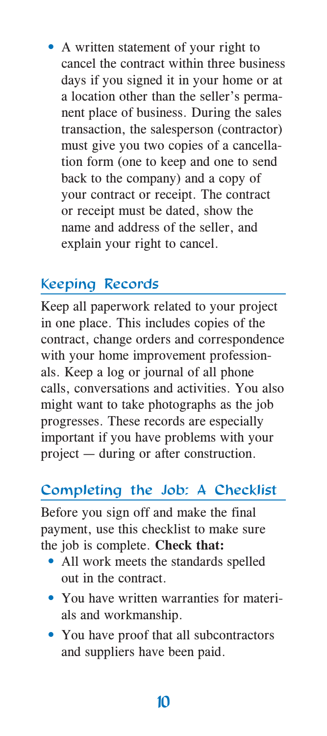- A written statement of your right to cancel the contract within three business days if you signed it in your home or at a location other than the seller's permanent place of business. During the sales transaction, the salesperson (contractor) must give you two copies of a cancellation form (one to keep and one to send back to the company) and a copy of your contract or receipt. The contract or receipt must be dated, show the name and address of the seller, and explain your right to cancel.

## Keeping Records

Keep all paperwork related to your project in one place. This includes copies of the contract, change orders and correspondence with your home improvement professionals. Keep a log or journal of all phone calls, conversations and activities. You also might want to take photographs as the job progresses. These records are especially important if you have problems with your project — during or after construction.

## Completing the Job: A Checklist

Before you sign off and make the final payment, use this checklist to make sure the job is complete. **Check that:**

- All work meets the standards spelled out in the contract.
- You have written warranties for materials and workmanship.
- You have proof that all subcontractors and suppliers have been paid.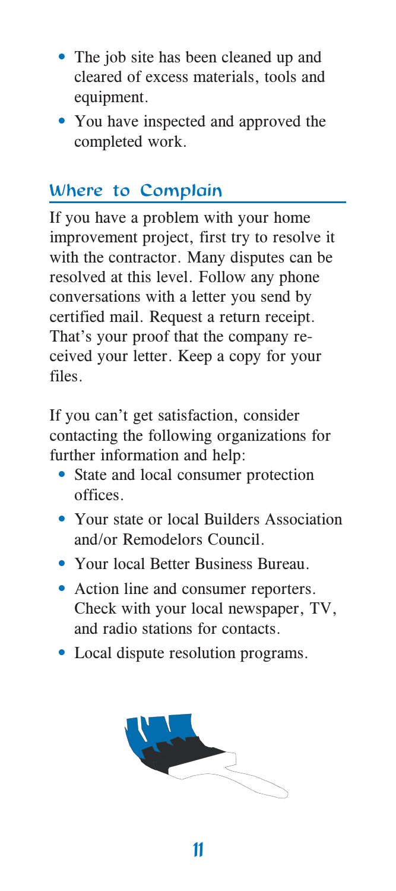- The job site has been cleaned up and cleared of excess materials, tools and equipment.
- You have inspected and approved the completed work.

## Where to Complain

If you have a problem with your home improvement project, first try to resolve it with the contractor. Many disputes can be resolved at this level. Follow any phone conversations with a letter you send by certified mail. Request a return receipt. That's your proof that the company received your letter. Keep a copy for your files.

If you can't get satisfaction, consider contacting the following organizations for further information and help:

- State and local consumer protection offices.
- Your state or local Builders Association and/or Remodelors Council.
- Your local Better Business Bureau.
- Action line and consumer reporters. Check with your local newspaper, TV, and radio stations for contacts.
- Local dispute resolution programs.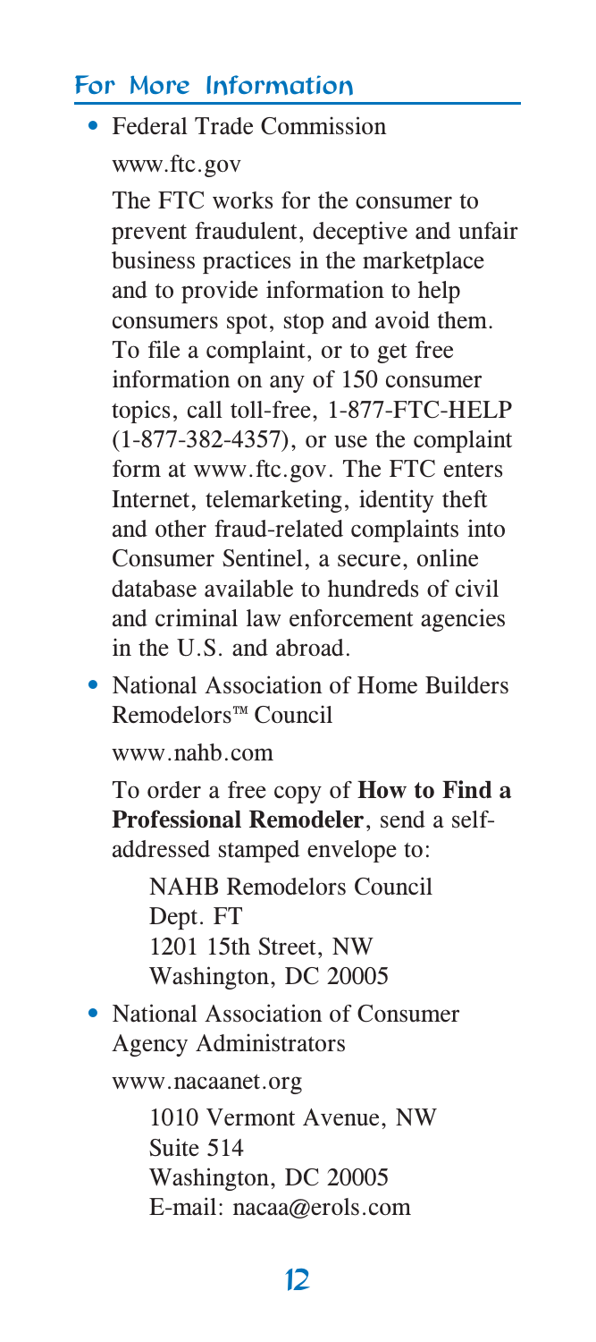## For More Information

- Federal Trade Commission

  www.ftc.gov

  The FTC works for the consumer to prevent fraudulent, deceptive and unfair business practices in the marketplace and to provide information to help consumers spot, stop and avoid them. To file a complaint, or to get free information on any of 150 consumer topics, call toll-free, 1-877-FTC-HELP (1-877-382-4357), or use the complaint form at www.ftc.gov. The FTC enters Internet, telemarketing, identity theft and other fraud-related complaints into Consumer Sentinel, a secure, online database available to hundreds of civil and criminal law enforcement agencies in the U.S. and abroad.

- National Association of Home Builders Remodelors™ Council

  www.nahb.com

  To order a free copy of **How to Find a Professional Remodeler**, send a self-addressed stamped envelope to:

  NAHB Remodelors Council
  Dept. FT
  1201 15th Street, NW
  Washington, DC 20005

- National Association of Consumer Agency Administrators

  www.nacaanet.org

  1010 Vermont Avenue, NW
  Suite 514
  Washington, DC 20005
  E-mail: nacaa@erols.com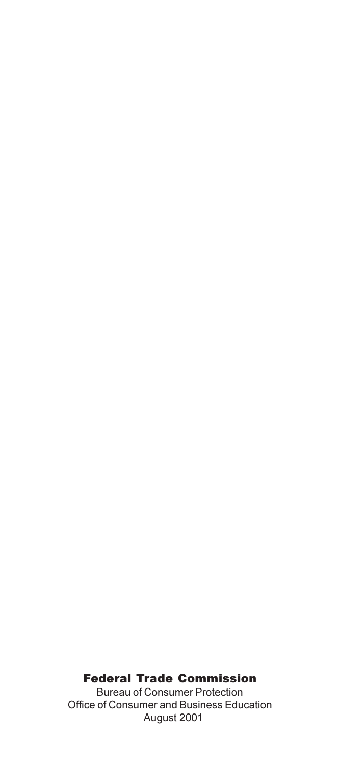**Federal Trade Commission**

Bureau of Consumer Protection

Office of Consumer and Business Education

August 2001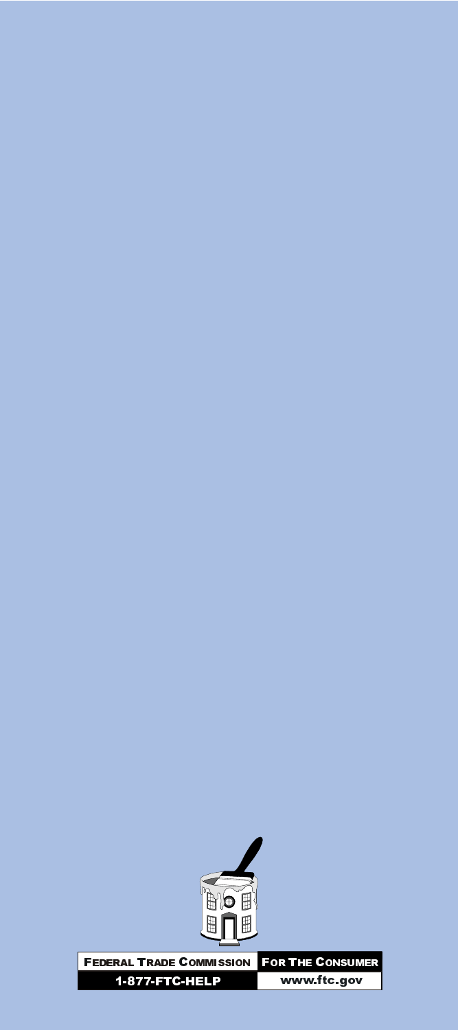Federal Trade Commission | For The Consumer

1-877-FTC-HELP | www.ftc.gov